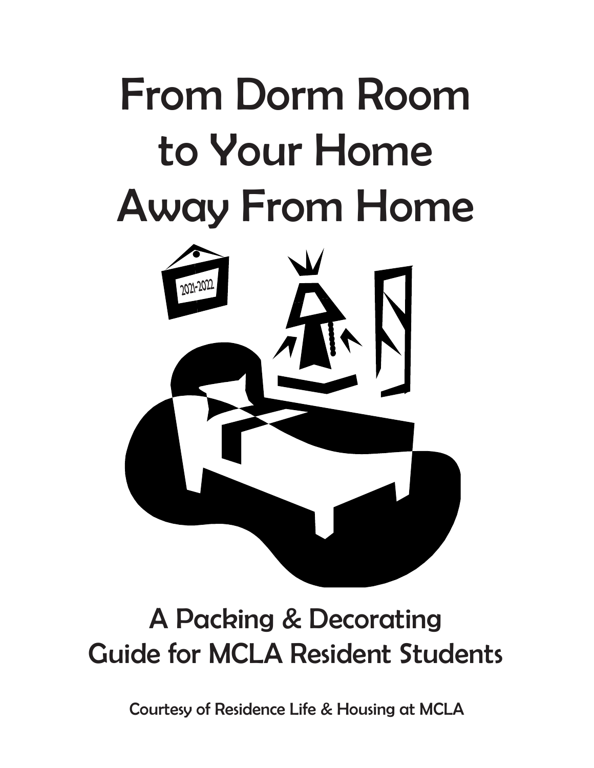# From Dorm Room to Your Home Away From Home

## A Packing & Decorating Guide for MCLA Resident Students

Courtesy of Residence Life & Housing at MCLA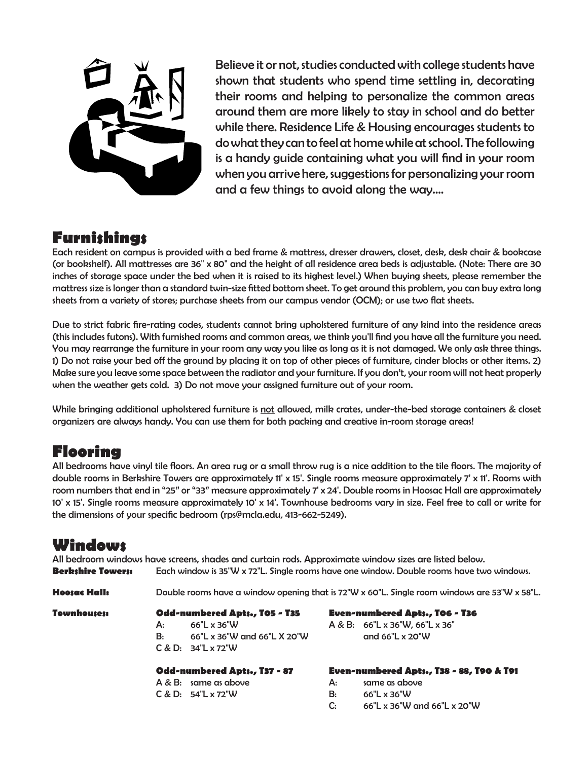Believe it or not, studies conducted with college students have shown that students who spend time settling in, decorating their rooms and helping to personalize the common areas around them are more likely to stay in school and do better while there. Residence Life & Housing encourages students to do what they can to feel at home while at school. The following is a handy guide containing what you will find in your room when you arrive here, suggestions for personalizing your room and a few things to avoid along the way....

## Furnishings

Each resident on campus is provided with a bed frame & mattress, dresser drawers, closet, desk, desk chair & bookcase (or bookshelf). All mattresses are 36" x 80" and the height of all residence area beds is adjustable. (Note: There are 30 inches of storage space under the bed when it is raised to its highest level.) When buying sheets, please remember the mattress size is longer than a standard twin-size fitted bottom sheet. To get around this problem, you can buy extra long sheets from a variety of stores; purchase sheets from our campus vendor (OCM); or use two flat sheets.

Due to strict fabric fire-rating codes, students cannot bring upholstered furniture of any kind into the residence areas (this includes futons). With furnished rooms and common areas, we think you'll find you have all the furniture you need. You may rearrange the furniture in your room any way you like as long as it is not damaged. We only ask three things. 1) Do not raise your bed off the ground by placing it on top of other pieces of furniture, cinder blocks or other items. 2) Make sure you leave some space between the radiator and your furniture. If you don't, your room will not heat properly when the weather gets cold. 3) Do not move your assigned furniture out of your room.

While bringing additional upholstered furniture is <u>not</u> allowed, milk crates, under-the-bed storage containers & closet organizers are always handy. You can use them for both packing and creative in-room storage areas!

## Flooring

All bedrooms have vinyl tile floors. An area rug or a small throw rug is a nice addition to the tile floors. The majority of double rooms in Berkshire Towers are approximately 11' x 15'. Single rooms measure approximately 7' x 11'. Rooms with room numbers that end in "25" or "33" measure approximately 7' x 24'. Double rooms in Hoosac Hall are approximately 10' x 15'. Single rooms measure approximately 10' x 14'. Townhouse bedrooms vary in size. Feel free to call or write for the dimensions of your specific bedroom (rps@mcla.edu, 413-662-5249).

## Windows

All bedroom windows have screens, shades and curtain rods. Approximate window sizes are listed below.

**Berkshire Towers:** Each window is 35"W x 72"L. Single rooms have one window. Double rooms have two windows.

**Hoosac Hall:** Double rooms have a window opening that is 72"W x 60"L. Single room windows are 53"W x 58"L.

**Townhouses:**

**Odd-numbered Apts., T05 - T35**
- A: 66"L x 36"W
- B: 66"L x 36"W and 66"L X 20"W
- C & D: 34"L x 72"W

**Even-numbered Apts., T06 - T36**
- A & B: 66"L x 36"W, 66"L x 36" and 66"L x 20"W

**Odd-numbered Apts., T37 - 87**
- A & B: same as above
- C & D: 54"L x 72"W

**Even-numbered Apts., T38 - 88, T90 & T91**
- A: same as above
- B: 66"L x 36"W
- C: 66"L x 36"W and 66"L x 20"W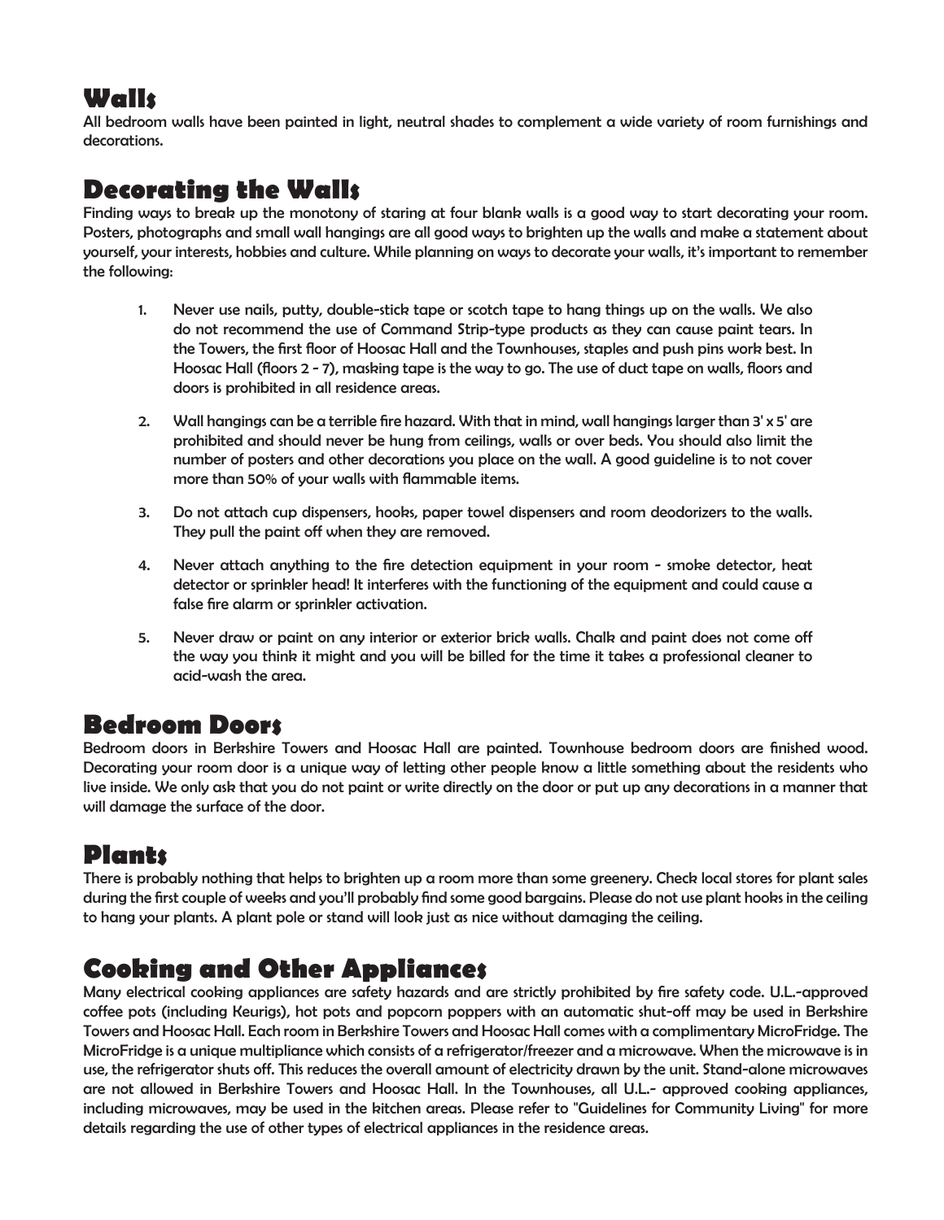## Walls

All bedroom walls have been painted in light, neutral shades to complement a wide variety of room furnishings and decorations.

## Decorating the Walls

Finding ways to break up the monotony of staring at four blank walls is a good way to start decorating your room. Posters, photographs and small wall hangings are all good ways to brighten up the walls and make a statement about yourself, your interests, hobbies and culture. While planning on ways to decorate your walls, it's important to remember the following:

1. Never use nails, putty, double-stick tape or scotch tape to hang things up on the walls. We also do not recommend the use of Command Strip-type products as they can cause paint tears. In the Towers, the first floor of Hoosac Hall and the Townhouses, staples and push pins work best. In Hoosac Hall (floors 2 - 7), masking tape is the way to go. The use of duct tape on walls, floors and doors is prohibited in all residence areas.

2. Wall hangings can be a terrible fire hazard. With that in mind, wall hangings larger than 3' x 5' are prohibited and should never be hung from ceilings, walls or over beds. You should also limit the number of posters and other decorations you place on the wall. A good guideline is to not cover more than 50% of your walls with flammable items.

3. Do not attach cup dispensers, hooks, paper towel dispensers and room deodorizers to the walls. They pull the paint off when they are removed.

4. Never attach anything to the fire detection equipment in your room - smoke detector, heat detector or sprinkler head! It interferes with the functioning of the equipment and could cause a false fire alarm or sprinkler activation.

5. Never draw or paint on any interior or exterior brick walls. Chalk and paint does not come off the way you think it might and you will be billed for the time it takes a professional cleaner to acid-wash the area.

## Bedroom Doors

Bedroom doors in Berkshire Towers and Hoosac Hall are painted. Townhouse bedroom doors are finished wood. Decorating your room door is a unique way of letting other people know a little something about the residents who live inside. We only ask that you do not paint or write directly on the door or put up any decorations in a manner that will damage the surface of the door.

## Plants

There is probably nothing that helps to brighten up a room more than some greenery. Check local stores for plant sales during the first couple of weeks and you'll probably find some good bargains. Please do not use plant hooks in the ceiling to hang your plants. A plant pole or stand will look just as nice without damaging the ceiling.

## Cooking and Other Appliances

Many electrical cooking appliances are safety hazards and are strictly prohibited by fire safety code. U.L.-approved coffee pots (including Keurigs), hot pots and popcorn poppers with an automatic shut-off may be used in Berkshire Towers and Hoosac Hall. Each room in Berkshire Towers and Hoosac Hall comes with a complimentary MicroFridge. The MicroFridge is a unique multipliance which consists of a refrigerator/freezer and a microwave. When the microwave is in use, the refrigerator shuts off. This reduces the overall amount of electricity drawn by the unit. Stand-alone microwaves are not allowed in Berkshire Towers and Hoosac Hall. In the Townhouses, all U.L.- approved cooking appliances, including microwaves, may be used in the kitchen areas. Please refer to "Guidelines for Community Living" for more details regarding the use of other types of electrical appliances in the residence areas.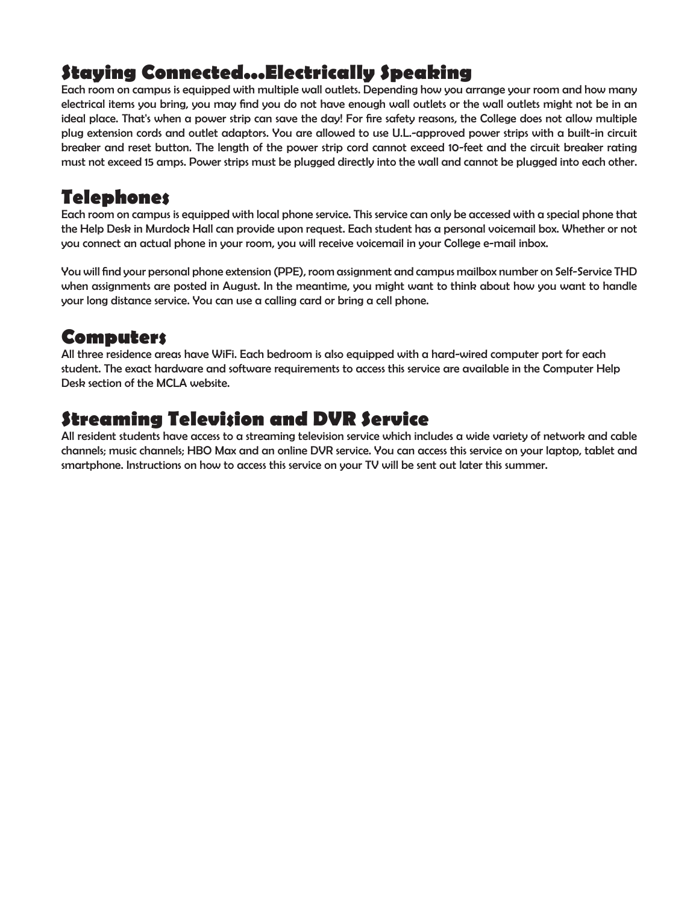## Staying Connected...Electrically Speaking

Each room on campus is equipped with multiple wall outlets. Depending how you arrange your room and how many electrical items you bring, you may find you do not have enough wall outlets or the wall outlets might not be in an ideal place. That's when a power strip can save the day! For fire safety reasons, the College does not allow multiple plug extension cords and outlet adaptors. You are allowed to use U.L.-approved power strips with a built-in circuit breaker and reset button. The length of the power strip cord cannot exceed 10-feet and the circuit breaker rating must not exceed 15 amps. Power strips must be plugged directly into the wall and cannot be plugged into each other.

## Telephones

Each room on campus is equipped with local phone service. This service can only be accessed with a special phone that the Help Desk in Murdock Hall can provide upon request. Each student has a personal voicemail box. Whether or not you connect an actual phone in your room, you will receive voicemail in your College e-mail inbox.

You will find your personal phone extension (PPE), room assignment and campus mailbox number on Self-Service THD when assignments are posted in August. In the meantime, you might want to think about how you want to handle your long distance service. You can use a calling card or bring a cell phone.

## Computers

All three residence areas have WiFi. Each bedroom is also equipped with a hard-wired computer port for each student. The exact hardware and software requirements to access this service are available in the Computer Help Desk section of the MCLA website.

## Streaming Television and DVR Service

All resident students have access to a streaming television service which includes a wide variety of network and cable channels; music channels; HBO Max and an online DVR service. You can access this service on your laptop, tablet and smartphone. Instructions on how to access this service on your TV will be sent out later this summer.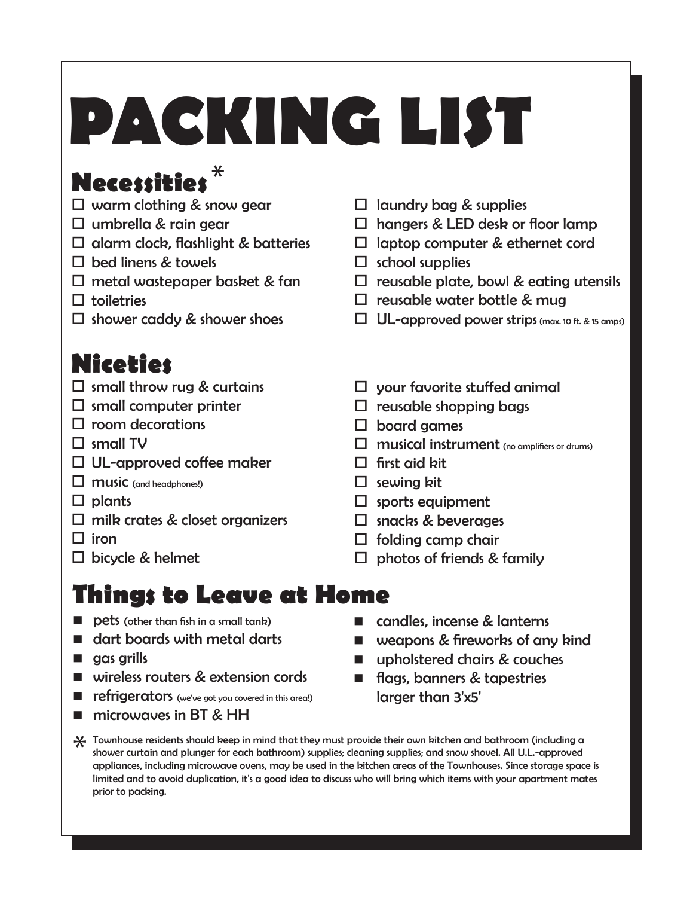# PACKING LIST

## Necessities*

- ☐ warm clothing & snow gear
- ☐ umbrella & rain gear
- ☐ alarm clock, flashlight & batteries
- ☐ bed linens & towels
- ☐ metal wastepaper basket & fan
- ☐ toiletries
- ☐ shower caddy & shower shoes
- ☐ laundry bag & supplies
- ☐ hangers & LED desk or floor lamp
- ☐ laptop computer & ethernet cord
- ☐ school supplies
- ☐ reusable plate, bowl & eating utensils
- ☐ reusable water bottle & mug
- ☐ UL-approved power strips (max. 10 ft. & 15 amps)

## Niceties

- ☐ small throw rug & curtains
- ☐ small computer printer
- ☐ room decorations
- ☐ small TV
- ☐ UL-approved coffee maker
- ☐ music (and headphones!)
- ☐ plants
- ☐ milk crates & closet organizers
- ☐ iron
- ☐ bicycle & helmet
- ☐ your favorite stuffed animal
- ☐ reusable shopping bags
- ☐ board games
- ☐ musical instrument (no amplifiers or drums)
- ☐ first aid kit
- ☐ sewing kit
- ☐ sports equipment
- ☐ snacks & beverages
- ☐ folding camp chair
- ☐ photos of friends & family

## Things to Leave at Home

- pets (other than fish in a small tank)
- dart boards with metal darts
- gas grills
- wireless routers & extension cords
- refrigerators (we've got you covered in this area!)
- microwaves in BT & HH
- candles, incense & lanterns
- weapons & fireworks of any kind
- upholstered chairs & couches
- flags, banners & tapestries larger than 3'x5'

\* Townhouse residents should keep in mind that they must provide their own kitchen and bathroom (including a shower curtain and plunger for each bathroom) supplies; cleaning supplies; and snow shovel. All U.L.-approved appliances, including microwave ovens, may be used in the kitchen areas of the Townhouses. Since storage space is limited and to avoid duplication, it's a good idea to discuss who will bring which items with your apartment mates prior to packing.